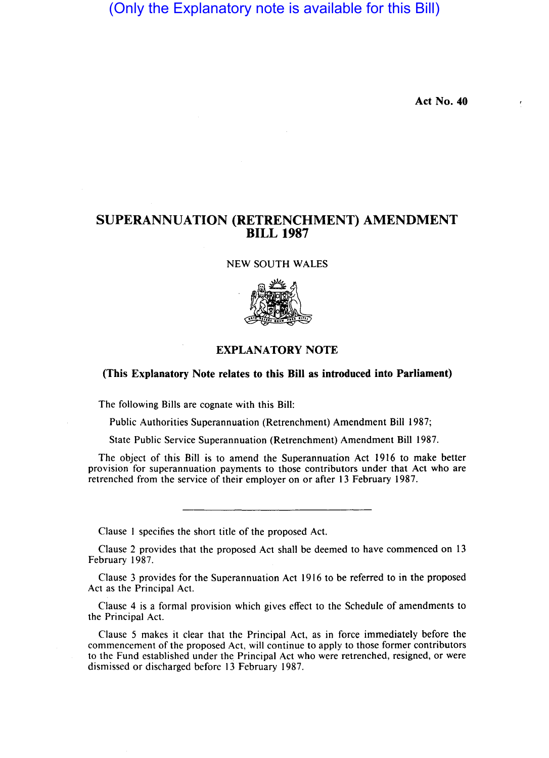(Only the Explanatory note is available for this Bill)

**Act No. 40**

# SUPERANNUATION (RETRENCHMENT) AMENDMENT BILL 1987

NEW SOUTH WALES

## EXPLANATORY NOTE

**(This Explanatory Note relates to this Bill as introduced into Parliament)**

The following Bills are cognate with this Bill:

Public Authorities Superannuation (Retrenchment) Amendment Bill 1987;

State Public Service Superannuation (Retrenchment) Amendment Bill 1987.

The object of this Bill is to amend the Superannuation Act 1916 to make better provision for superannuation payments to those contributors under that Act who are retrenched from the service of their employer on or after 13 February 1987.

---

Clause 1 specifies the short title of the proposed Act.

Clause 2 provides that the proposed Act shall be deemed to have commenced on 13 February 1987.

Clause 3 provides for the Superannuation Act 1916 to be referred to in the proposed Act as the Principal Act.

Clause 4 is a formal provision which gives effect to the Schedule of amendments to the Principal Act.

Clause 5 makes it clear that the Principal Act, as in force immediately before the commencement of the proposed Act, will continue to apply to those former contributors to the Fund established under the Principal Act who were retrenched, resigned, or were dismissed or discharged before 13 February 1987.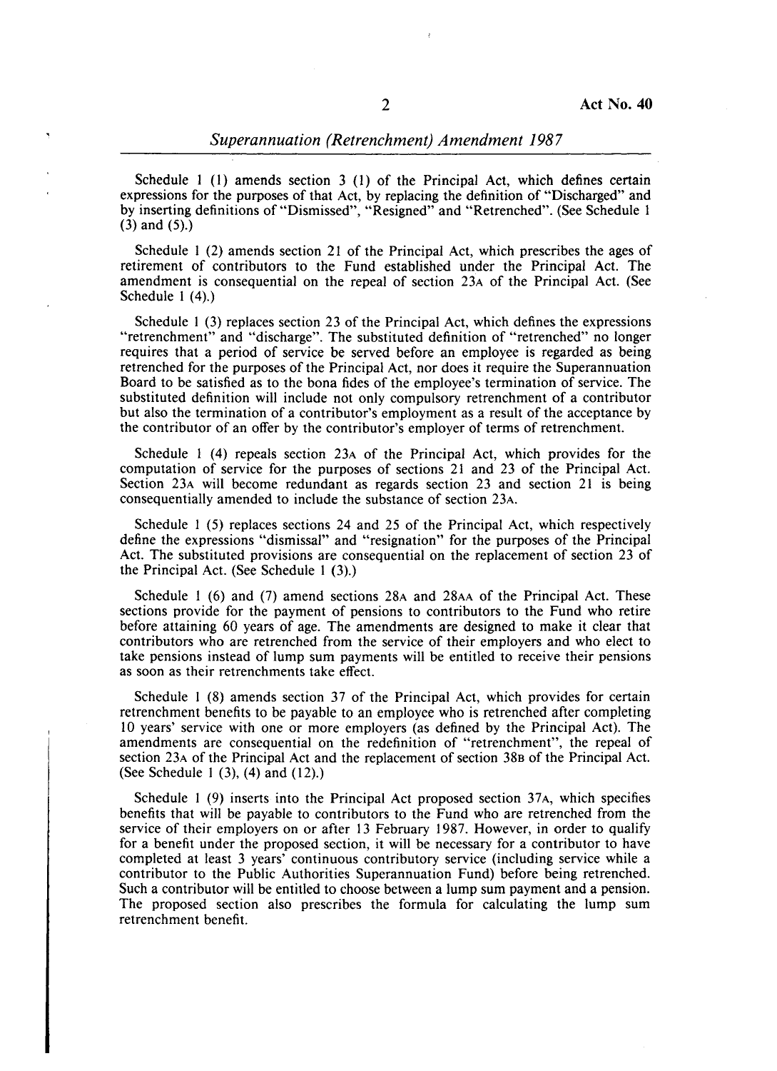Schedule 1 (1) amends section 3 (1) of the Principal Act, which defines certain expressions for the purposes of that Act, by replacing the definition of "Discharged" and by inserting definitions of "Dismissed", "Resigned" and "Retrenched". (See Schedule 1 (3) and (5).)

Schedule 1 (2) amends section 21 of the Principal Act, which prescribes the ages of retirement of contributors to the Fund established under the Principal Act. The amendment is consequential on the repeal of section 23A of the Principal Act. (See Schedule 1 (4).)

Schedule 1 (3) replaces section 23 of the Principal Act, which defines the expressions "retrenchment" and "discharge". The substituted definition of "retrenched" no longer requires that a period of service be served before an employee is regarded as being retrenched for the purposes of the Principal Act, nor does it require the Superannuation Board to be satisfied as to the bona fides of the employee's termination of service. The substituted definition will include not only compulsory retrenchment of a contributor but also the termination of a contributor's employment as a result of the acceptance by the contributor of an offer by the contributor's employer of terms of retrenchment.

Schedule 1 (4) repeals section 23A of the Principal Act, which provides for the computation of service for the purposes of sections 21 and 23 of the Principal Act. Section 23A will become redundant as regards section 23 and section 21 is being consequentially amended to include the substance of section 23A.

Schedule 1 (5) replaces sections 24 and 25 of the Principal Act, which respectively define the expressions "dismissal" and "resignation" for the purposes of the Principal Act. The substituted provisions are consequential on the replacement of section 23 of the Principal Act. (See Schedule 1 (3).)

Schedule 1 (6) and (7) amend sections 28A and 28AA of the Principal Act. These sections provide for the payment of pensions to contributors to the Fund who retire before attaining 60 years of age. The amendments are designed to make it clear that contributors who are retrenched from the service of their employers and who elect to take pensions instead of lump sum payments will be entitled to receive their pensions as soon as their retrenchments take effect.

Schedule 1 (8) amends section 37 of the Principal Act, which provides for certain retrenchment benefits to be payable to an employee who is retrenched after completing 10 years' service with one or more employers (as defined by the Principal Act). The amendments are consequential on the redefinition of "retrenchment", the repeal of section 23A of the Principal Act and the replacement of section 38B of the Principal Act. (See Schedule 1 (3), (4) and (12).)

Schedule 1 (9) inserts into the Principal Act proposed section 37A, which specifies benefits that will be payable to contributors to the Fund who are retrenched from the service of their employers on or after 13 February 1987. However, in order to qualify for a benefit under the proposed section, it will be necessary for a contributor to have completed at least 3 years' continuous contributory service (including service while a contributor to the Public Authorities Superannuation Fund) before being retrenched. Such a contributor will be entitled to choose between a lump sum payment and a pension. The proposed section also prescribes the formula for calculating the lump sum retrenchment benefit.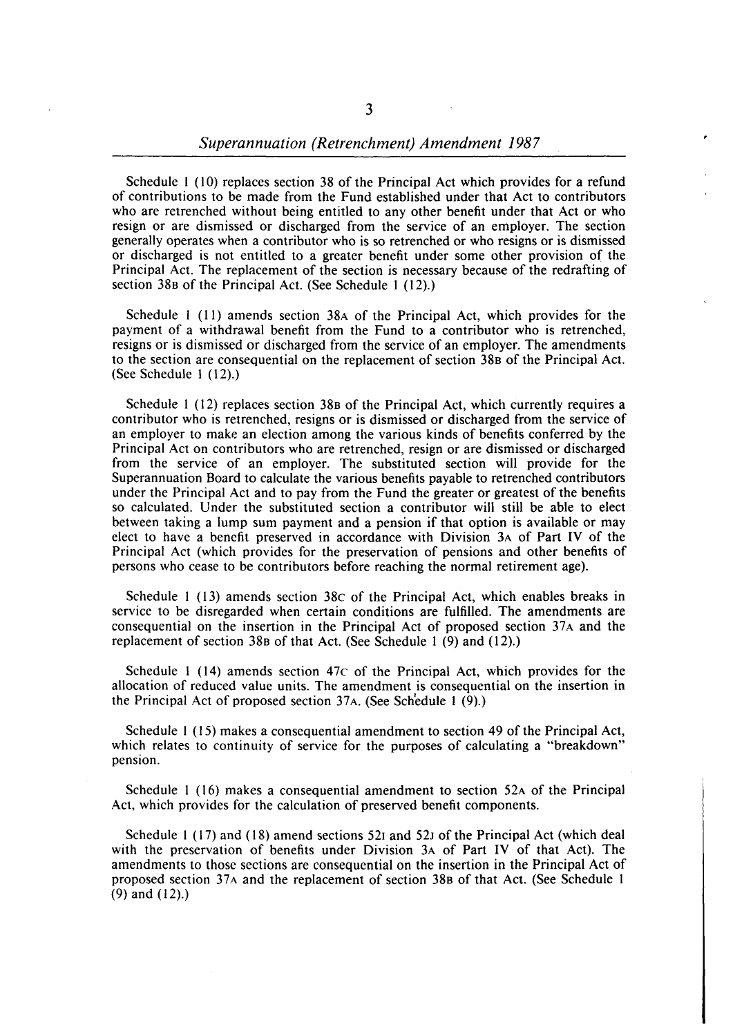Schedule 1 (10) replaces section 38 of the Principal Act which provides for a refund of contributions to be made from the Fund established under that Act to contributors who are retrenched without being entitled to any other benefit under that Act or who resign or are dismissed or discharged from the service of an employer. The section generally operates when a contributor who is so retrenched or who resigns or is dismissed or discharged is not entitled to a greater benefit under some other provision of the Principal Act. The replacement of the section is necessary because of the redrafting of section 38B of the Principal Act. (See Schedule 1 (12).)

Schedule 1 (11) amends section 38A of the Principal Act, which provides for the payment of a withdrawal benefit from the Fund to a contributor who is retrenched, resigns or is dismissed or discharged from the service of an employer. The amendments to the section are consequential on the replacement of section 38B of the Principal Act. (See Schedule 1 (12).)

Schedule 1 (12) replaces section 38B of the Principal Act, which currently requires a contributor who is retrenched, resigns or is dismissed or discharged from the service of an employer to make an election among the various kinds of benefits conferred by the Principal Act on contributors who are retrenched, resign or are dismissed or discharged from the service of an employer. The substituted section will provide for the Superannuation Board to calculate the various benefits payable to retrenched contributors under the Principal Act and to pay from the Fund the greater or greatest of the benefits so calculated. Under the substituted section a contributor will still be able to elect between taking a lump sum payment and a pension if that option is available or may elect to have a benefit preserved in accordance with Division 3A of Part IV of the Principal Act (which provides for the preservation of pensions and other benefits of persons who cease to be contributors before reaching the normal retirement age).

Schedule 1 (13) amends section 38C of the Principal Act, which enables breaks in service to be disregarded when certain conditions are fulfilled. The amendments are consequential on the insertion in the Principal Act of proposed section 37A and the replacement of section 38B of that Act. (See Schedule 1 (9) and (12).)

Schedule 1 (14) amends section 47C of the Principal Act, which provides for the allocation of reduced value units. The amendment is consequential on the insertion in the Principal Act of proposed section 37A. (See Schedule 1 (9).)

Schedule 1 (15) makes a consequential amendment to section 49 of the Principal Act, which relates to continuity of service for the purposes of calculating a "breakdown" pension.

Schedule 1 (16) makes a consequential amendment to section 52A of the Principal Act, which provides for the calculation of preserved benefit components.

Schedule 1 (17) and (18) amend sections 52I and 52J of the Principal Act (which deal with the preservation of benefits under Division 3A of Part IV of that Act). The amendments to those sections are consequential on the insertion in the Principal Act of proposed section 37A and the replacement of section 38B of that Act. (See Schedule 1 (9) and (12).)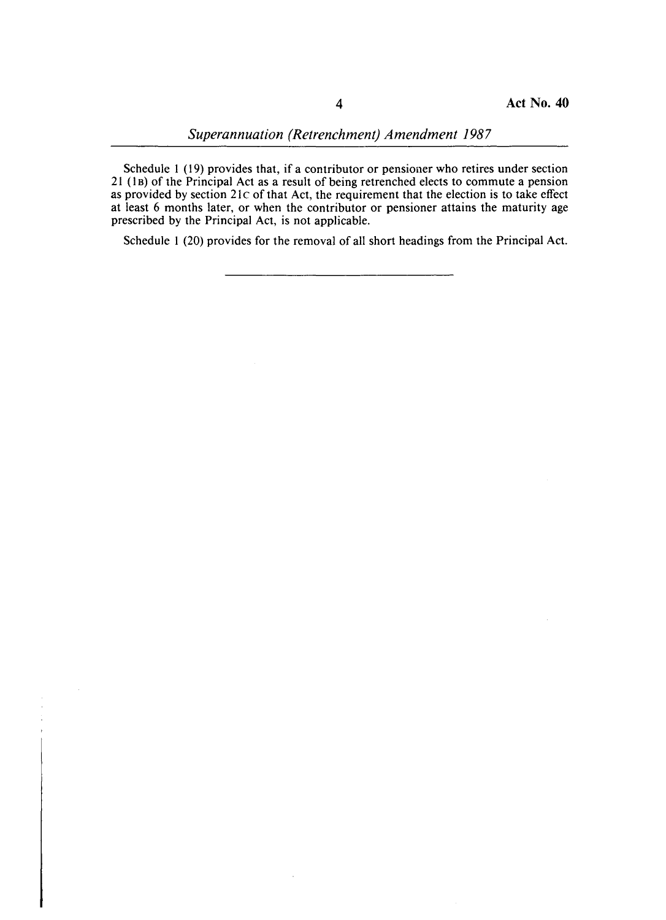Schedule 1 (19) provides that, if a contributor or pensioner who retires under section 21 (1B) of the Principal Act as a result of being retrenched elects to commute a pension as provided by section 21C of that Act, the requirement that the election is to take effect at least 6 months later, or when the contributor or pensioner attains the maturity age prescribed by the Principal Act, is not applicable.

Schedule 1 (20) provides for the removal of all short headings from the Principal Act.